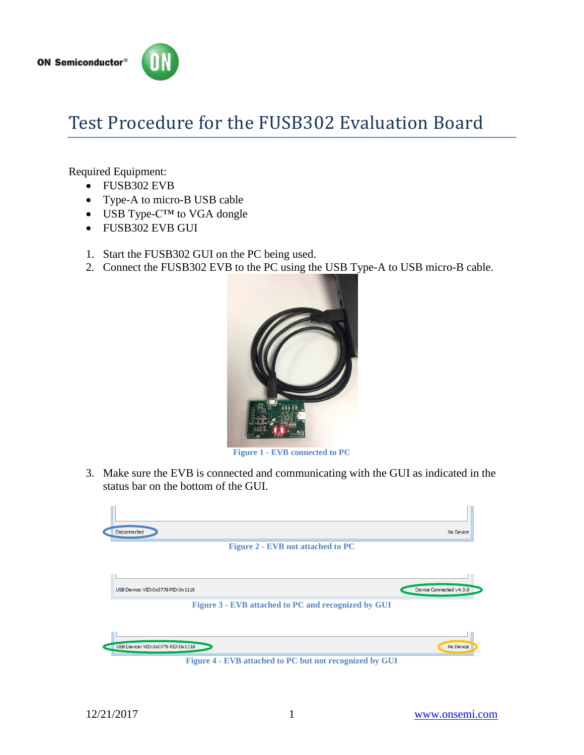# Test Procedure for the FUSB302 Evaluation Board

Required Equipment:

- FUSB302 EVB
- Type-A to micro-B USB cable
- USB Type-C™ to VGA dongle
- FUSB302 EVB GUI

1. Start the FUSB302 GUI on the PC being used.
2. Connect the FUSB302 EVB to the PC using the USB Type-A to USB micro-B cable.

**Figure 1 - EVB connected to PC**

3. Make sure the EVB is connected and communicating with the GUI as indicated in the status bar on the bottom of the GUI.

Disconnected — No Device

**Figure 2 - EVB not attached to PC**

USB Device: VID:0x0779 PID:0x1118 — Device Connected v4.0.0

**Figure 3 - EVB attached to PC and recognized by GUI**

USB Device: VID:0x0779 PID:0x1118 — No Device

**Figure 4 - EVB attached to PC but not recognized by GUI**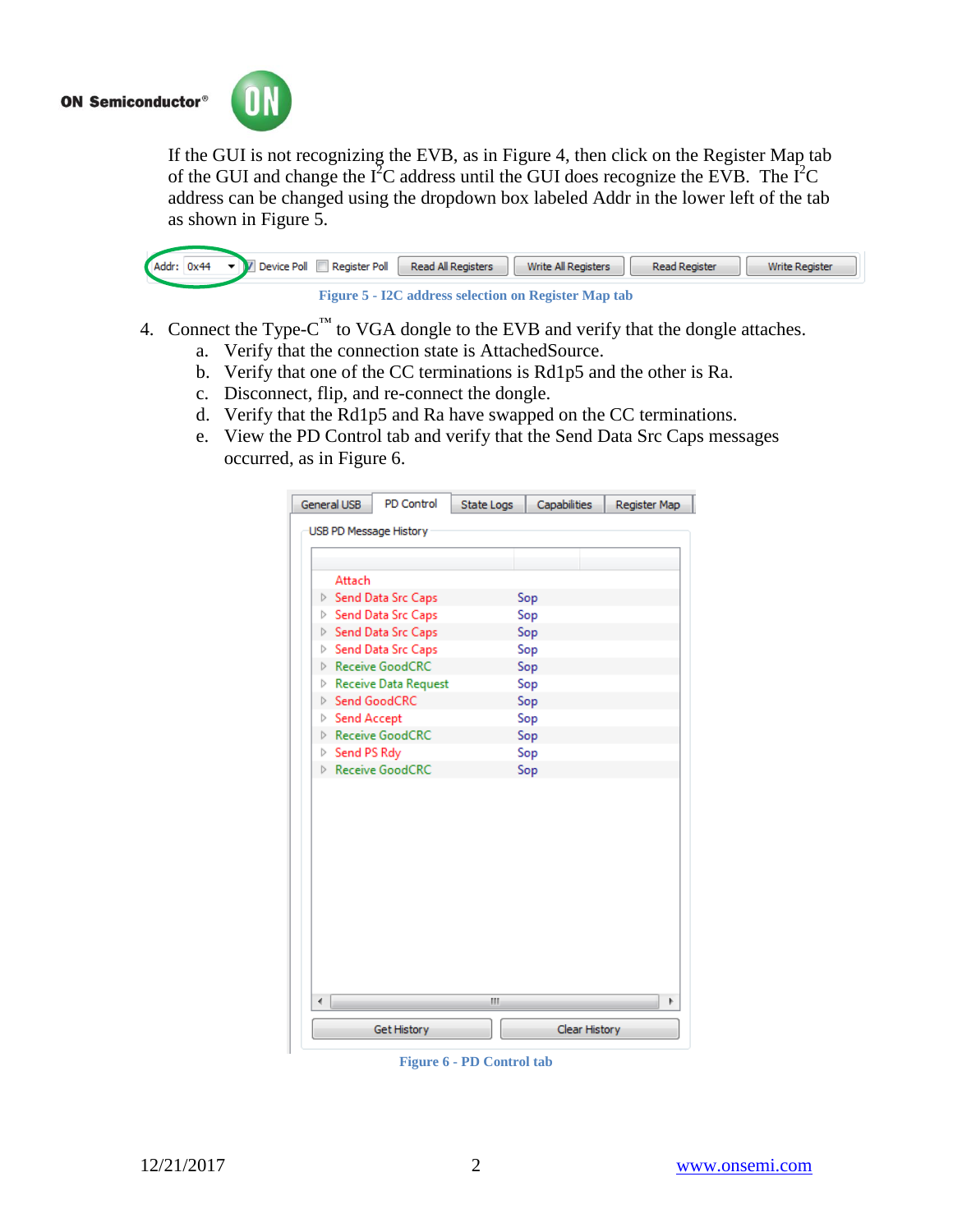If the GUI is not recognizing the EVB, as in Figure 4, then click on the Register Map tab of the GUI and change the I²C address until the GUI does recognize the EVB. The I²C address can be changed using the dropdown box labeled Addr in the lower left of the tab as shown in Figure 5.

Figure 5 - I2C address selection on Register Map tab

4. Connect the Type-C™ to VGA dongle to the EVB and verify that the dongle attaches.
   a. Verify that the connection state is AttachedSource.
   b. Verify that one of the CC terminations is Rd1p5 and the other is Ra.
   c. Disconnect, flip, and re-connect the dongle.
   d. Verify that the Rd1p5 and Ra have swapped on the CC terminations.
   e. View the PD Control tab and verify that the Send Data Src Caps messages occurred, as in Figure 6.

Figure 6 - PD Control tab